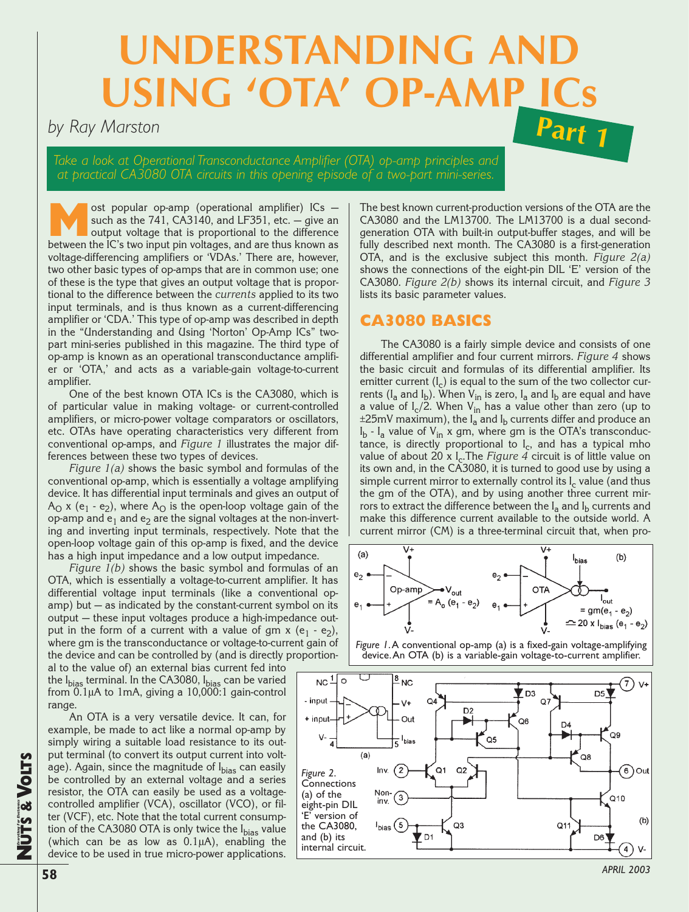# UNDERSTANDING AND USING 'OTA' OP-AMP ICs

## Part 1

by Ray Marston

*Take a look at Operational Transconductance Amplifier (OTA) op-amp principles and at practical CA3080 OTA circuits in this opening episode of a two-part mini-series.*

Most popular op-amp (operational amplifier) ICs — such as the 741, CA3140, and LF351, etc. — give an output voltage that is proportional to the difference between the IC's two input pin voltages, and are thus known as voltage-differencing amplifiers or 'VDAs.' There are, however, two other basic types of op-amps that are in common use; one of these is the type that gives an output voltage that is proportional to the difference between the *currents* applied to its two input terminals, and is thus known as a current-differencing amplifier or 'CDA.' This type of op-amp was described in depth in the "Understanding and Using 'Norton' Op-Amp ICs" two-part mini-series published in this magazine. The third type of op-amp is known as an operational transconductance amplifier or 'OTA,' and acts as a variable-gain voltage-to-current amplifier.

One of the best known OTA ICs is the CA3080, which is of particular value in making voltage- or current-controlled amplifiers, or micro-power voltage comparators or oscillators, etc. OTAs have operating characteristics very different from conventional op-amps, and *Figure 1* illustrates the major differences between these two types of devices.

*Figure 1(a)* shows the basic symbol and formulas of the conventional op-amp, which is essentially a voltage amplifying device. It has differential input terminals and gives an output of $A_O$ x ($e_1$ - $e_2$), where $A_O$ is the open-loop voltage gain of the op-amp and $e_1$ and $e_2$ are the signal voltages at the non-inverting and inverting input terminals, respectively. Note that the open-loop voltage gain of this op-amp is fixed, and the device has a high input impedance and a low output impedance.

*Figure 1(b)* shows the basic symbol and formulas of an OTA, which is essentially a voltage-to-current amplifier. It has differential voltage input terminals (like a conventional op-amp) but — as indicated by the constant-current symbol on its output — these input voltages produce a high-impedance output in the form of a current with a value of gm x ($e_1$ - $e_2$), where gm is the transconductance or voltage-to-current gain of the device and can be controlled by (and is directly proportional to the value of) an external bias current fed into the $I_{bias}$ terminal. In the CA3080, $I_{bias}$ can be varied from 0.1µA to 1mA, giving a 10,000:1 gain-control range.

An OTA is a very versatile device. It can, for example, be made to act like a normal op-amp by simply wiring a suitable load resistance to its output terminal (to convert its output current into voltage). Again, since the magnitude of $I_{bias}$ can easily be controlled by an external voltage and a series resistor, the OTA can easily be used as a voltage-controlled amplifier (VCA), oscillator (VCO), or filter (VCF), etc. Note that the total current consumption of the CA3080 OTA is only twice the $I_{bias}$ value (which can be as low as 0.1µA), enabling the device to be used in true micro-power applications.

The best known current-production versions of the OTA are the CA3080 and the LM13700. The LM13700 is a dual second-generation OTA with built-in output-buffer stages, and will be fully described next month. The CA3080 is a first-generation OTA, and is the exclusive subject this month. *Figure 2(a)* shows the connections of the eight-pin DIL 'E' version of the CA3080. *Figure 2(b)* shows its internal circuit, and *Figure 3* lists its basic parameter values.

## CA3080 BASICS

The CA3080 is a fairly simple device and consists of one differential amplifier and four current mirrors. *Figure 4* shows the basic circuit and formulas of its differential amplifier. Its emitter current ($I_c$) is equal to the sum of the two collector currents ($I_a$ and $I_b$). When $V_{in}$ is zero, $I_a$ and $I_b$ are equal and have a value of $I_c/2$. When $V_{in}$ has a value other than zero (up to ±25mV maximum), the $I_a$ and $I_b$ currents differ and produce an $I_b$ - $I_a$ value of $V_{in}$ x gm, where gm is the OTA's transconductance, is directly proportional to $I_c$, and has a typical mho value of about 20 x $I_c$. The *Figure 4* circuit is of little value on its own and, in the CA3080, it is turned to good use by using a simple current mirror to externally control its $I_c$ value (and thus the gm of the OTA), and by using another three current mirrors to extract the difference between the $I_a$ and $I_b$ currents and make this difference current available to the outside world. A current mirror (CM) is a three-terminal circuit that, when pro-

Figure 1. A conventional op-amp (a) is a fixed-gain voltage-amplifying device. An OTA (b) is a variable-gain voltage-to-current amplifier.

Figure 2. Connections (a) of the eight-pin DIL 'E' version of the CA3080, and (b) its internal circuit.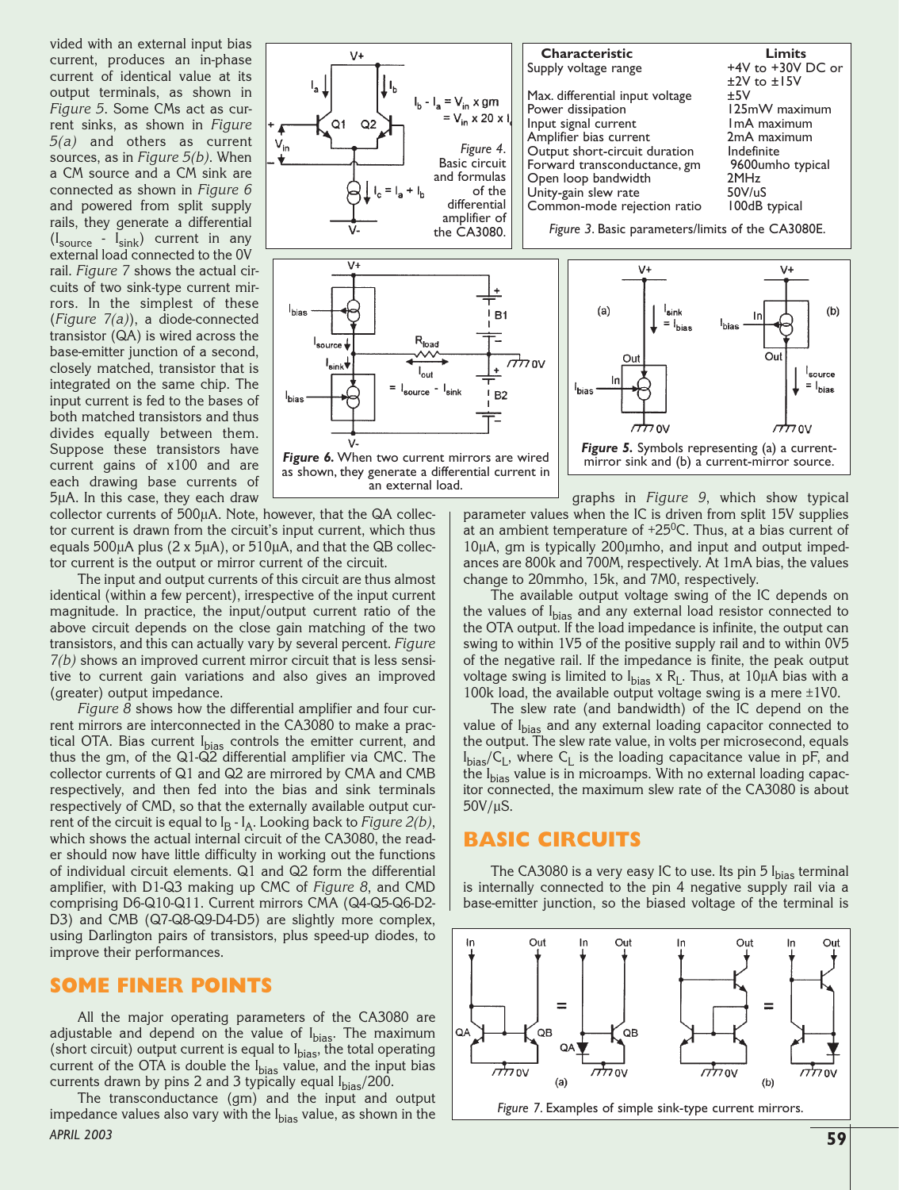vided with an external input bias current, produces an in-phase current of identical value at its output terminals, as shown in *Figure 5*. Some CMs act as current sinks, as shown in *Figure 5(a)* and others as current sources, as in *Figure 5(b)*. When a CM source and a CM sink are connected as shown in *Figure 6* and powered from split supply rails, they generate a differential ($I_{source}$ - $I_{sink}$) current in any external load connected to the 0V rail. *Figure 7* shows the actual circuits of two sink-type current mirrors. In the simplest of these (*Figure 7(a)*), a diode-connected transistor (QA) is wired across the base-emitter junction of a second, closely matched, transistor that is integrated on the same chip. The input current is fed to the bases of both matched transistors and thus divides equally between them. Suppose these transistors have current gains of x100 and are each drawing base currents of 5µA. In this case, they each draw collector currents of 500µA. Note, however, that the QA collector current is drawn from the circuit's input current, which thus equals 500µA plus (2 x 5µA), or 510µA, and that the QB collector current is the output or mirror current of the circuit.

Figure 4. Basic circuit and formulas of the differential amplifier of the CA3080.

$I_b - I_a = V_{in} \times gm = V_{in} \times 20 \times I_c$

$I_c = I_a + I_b$

| Characteristic | Limits |
|---|---|
| Supply voltage range | +4V to +30V DC or ±2V to ±15V |
| Max. differential input voltage | ±5V |
| Power dissipation | 125mW maximum |
| Input signal current | 1mA maximum |
| Amplifier bias current | 2mA maximum |
| Output short-circuit duration | Indefinite |
| Forward transconductance, gm | 9600umho typical |
| Open loop bandwidth | 2MHz |
| Unity-gain slew rate | 50V/uS |
| Common-mode rejection ratio | 100dB typical |

*Figure 3*. Basic parameters/limits of the CA3080E.

***Figure 6.*** When two current mirrors are wired as shown, they generate a differential current in an external load.

***Figure 5.*** Symbols representing (a) a current-mirror sink and (b) a current-mirror source.

The input and output currents of this circuit are thus almost identical (within a few percent), irrespective of the input current magnitude. In practice, the input/output current ratio of the above circuit depends on the close gain matching of the two transistors, and this can actually vary by several percent. *Figure 7(b)* shows an improved current mirror circuit that is less sensitive to current gain variations and also gives an improved (greater) output impedance.

*Figure 8* shows how the differential amplifier and four current mirrors are interconnected in the CA3080 to make a practical OTA. Bias current $I_{bias}$ controls the emitter current, and thus the gm, of the Q1-Q2 differential amplifier via CMC. The collector currents of Q1 and Q2 are mirrored by CMA and CMB respectively, and then fed into the bias and sink terminals respectively of CMD, so that the externally available output current of the circuit is equal to $I_B$ - $I_A$. Looking back to *Figure 2(b)*, which shows the actual internal circuit of the CA3080, the reader should now have little difficulty in working out the functions of individual circuit elements. Q1 and Q2 form the differential amplifier, with D1-Q3 making up CMC of *Figure 8*, and CMD comprising D6-Q10-Q11. Current mirrors CMA (Q4-Q5-Q6-D2-D3) and CMB (Q7-Q8-Q9-D4-D5) are slightly more complex, using Darlington pairs of transistors, plus speed-up diodes, to improve their performances.

## SOME FINER POINTS

All the major operating parameters of the CA3080 are adjustable and depend on the value of $I_{bias}$. The maximum (short circuit) output current is equal to $I_{bias}$, the total operating current of the OTA is double the $I_{bias}$ value, and the input bias currents drawn by pins 2 and 3 typically equal $I_{bias}$/200.

The transconductance (gm) and the input and output impedance values also vary with the $I_{bias}$ value, as shown in the graphs in *Figure 9*, which show typical parameter values when the IC is driven from split 15V supplies at an ambient temperature of +25°C. Thus, at a bias current of 10µA, gm is typically 200µmho, and input and output impedances are 800k and 700M, respectively. At 1mA bias, the values change to 20mmho, 15k, and 7M0, respectively.

The available output voltage swing of the IC depends on the values of $I_{bias}$ and any external load resistor connected to the OTA output. If the load impedance is infinite, the output can swing to within 1V5 of the positive supply rail and to within 0V5 of the negative rail. If the impedance is finite, the peak output voltage swing is limited to $I_{bias}$ x $R_L$. Thus, at 10µA bias with a 100k load, the available output voltage swing is a mere ±1V0.

The slew rate (and bandwidth) of the IC depend on the value of $I_{bias}$ and any external loading capacitor connected to the output. The slew rate value, in volts per microsecond, equals $I_{bias}$/$C_L$, where $C_L$ is the loading capacitance value in pF, and the $I_{bias}$ value is in microamps. With no external loading capacitor connected, the maximum slew rate of the CA3080 is about 50V/µS.

## BASIC CIRCUITS

The CA3080 is a very easy IC to use. Its pin 5 $I_{bias}$ terminal is internally connected to the pin 4 negative supply rail via a base-emitter junction, so the biased voltage of the terminal is

*Figure 7*. Examples of simple sink-type current mirrors.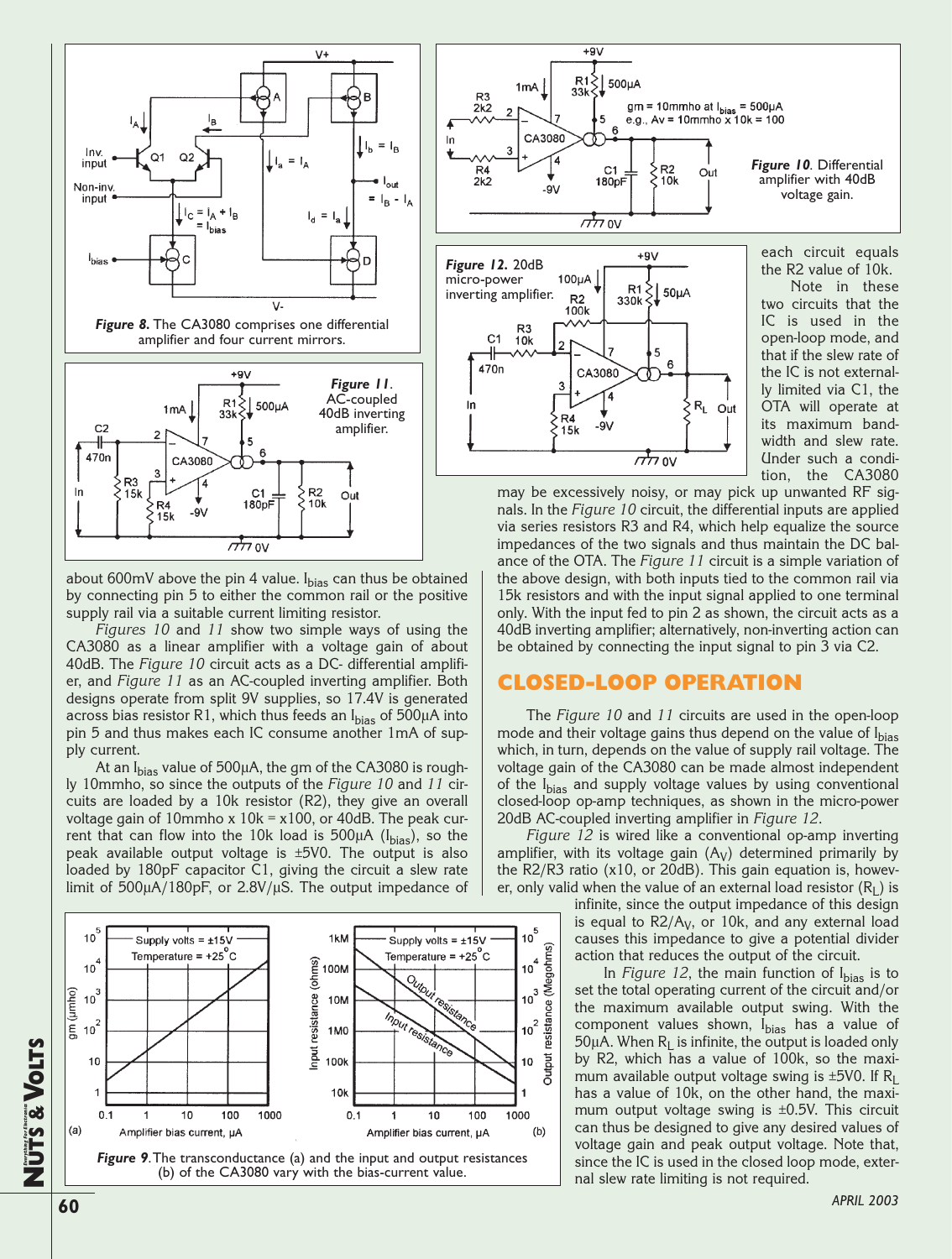*Figure 8.* The CA3080 comprises one differential amplifier and four current mirrors.

*Figure 11.* AC-coupled 40dB inverting amplifier.

about 600mV above the pin 4 value. $I_{bias}$ can thus be obtained by connecting pin 5 to either the common rail or the positive supply rail via a suitable current limiting resistor.

*Figures 10* and *11* show two simple ways of using the CA3080 as a linear amplifier with a voltage gain of about 40dB. The *Figure 10* circuit acts as a DC- differential amplifier, and *Figure 11* as an AC-coupled inverting amplifier. Both designs operate from split 9V supplies, so 17.4V is generated across bias resistor R1, which thus feeds an $I_{bias}$ of 500µA into pin 5 and thus makes each IC consume another 1mA of supply current.

At an $I_{bias}$ value of 500µA, the gm of the CA3080 is roughly 10mmho, so since the outputs of the *Figure 10* and *11* circuits are loaded by a 10k resistor (R2), they give an overall voltage gain of 10mmho x 10k = x100, or 40dB. The peak current that can flow into the 10k load is 500µA ($I_{bias}$), so the peak available output voltage is ±5V0. The output is also loaded by 180pF capacitor C1, giving the circuit a slew rate limit of 500µA/180pF, or 2.8V/µS. The output impedance of each circuit equals the R2 value of 10k.

*Figure 10.* Differential amplifier with 40dB voltage gain.

*Figure 12.* 20dB micro-power inverting amplifier.

Note in these two circuits that the IC is used in the open-loop mode, and that if the slew rate of the IC is not externally limited via C1, the OTA will operate at its maximum bandwidth and slew rate. Under such a condition, the CA3080 may be excessively noisy, or may pick up unwanted RF signals. In the *Figure 10* circuit, the differential inputs are applied via series resistors R3 and R4, which help equalize the source impedances of the two signals and thus maintain the DC balance of the OTA. The *Figure 11* circuit is a simple variation of the above design, with both inputs tied to the common rail via 15k resistors and with the input signal applied to one terminal only. With the input fed to pin 2 as shown, the circuit acts as a 40dB inverting amplifier; alternatively, non-inverting action can be obtained by connecting the input signal to pin 3 via C2.

## CLOSED-LOOP OPERATION

The *Figure 10* and *11* circuits are used in the open-loop mode and their voltage gains thus depend on the value of $I_{bias}$ which, in turn, depends on the value of supply rail voltage. The voltage gain of the CA3080 can be made almost independent of the $I_{bias}$ and supply voltage values by using conventional closed-loop op-amp techniques, as shown in the micro-power 20dB AC-coupled inverting amplifier in *Figure 12*.

*Figure 12* is wired like a conventional op-amp inverting amplifier, with its voltage gain ($A_V$) determined primarily by the R2/R3 ratio (x10, or 20dB). This gain equation is, however, only valid when the value of an external load resistor ($R_L$) is infinite, since the output impedance of this design is equal to $R2/A_V$, or 10k, and any external load causes this impedance to give a potential divider action that reduces the output of the circuit.

In *Figure 12*, the main function of $I_{bias}$ is to set the total operating current of the circuit and/or the maximum available output swing. With the component values shown, $I_{bias}$ has a value of 50µA. When $R_L$ is infinite, the output is loaded only by R2, which has a value of 100k, so the maximum available output voltage swing is ±5V0. If $R_L$ has a value of 10k, on the other hand, the maximum output voltage is ±0.5V. This circuit can thus be designed to give any desired values of voltage gain and peak output voltage. Note that, since the IC is used in the closed loop mode, external slew rate limiting is not required.

*Figure 9.* The transconductance (a) and the input and output resistances (b) of the CA3080 vary with the bias-current value.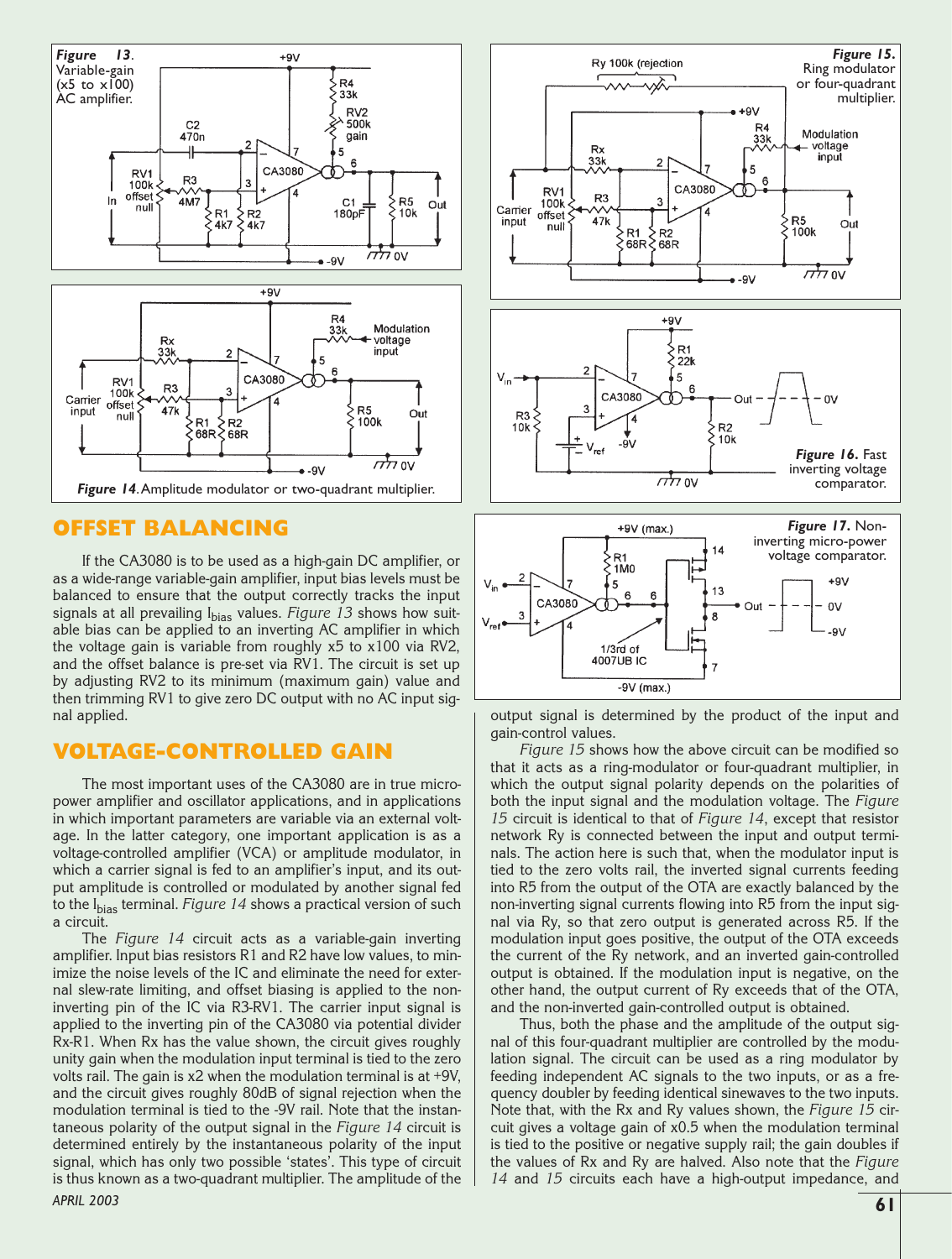**Figure 13**. Variable-gain (x5 to x100) AC amplifier.

**Figure 14**. Amplitude modulator or two-quadrant multiplier.

**Figure 15.** Ring modulator or four-quadrant multiplier.

**Figure 16.** Fast inverting voltage comparator.

**Figure 17.** Non-inverting micro-power voltage comparator.

## OFFSET BALANCING

If the CA3080 is to be used as a high-gain DC amplifier, or as a wide-range variable-gain amplifier, input bias levels must be balanced to ensure that the output correctly tracks the input signals at all prevailing $I_{bias}$ values. *Figure 13* shows how suitable bias can be applied to an inverting AC amplifier in which the voltage gain is variable from roughly x5 to x100 via RV2, and the offset balance is pre-set via RV1. The circuit is set up by adjusting RV2 to its minimum (maximum gain) value and then trimming RV1 to give zero DC output with no AC input signal applied.

## VOLTAGE-CONTROLLED GAIN

The most important uses of the CA3080 are in true micropower amplifier and oscillator applications, and in applications in which important parameters are variable via an external voltage. In the latter category, one important application is as a voltage-controlled amplifier (VCA) or amplitude modulator, in which a carrier signal is fed to an amplifier's input, and its output amplitude is controlled or modulated by another signal fed to the $I_{bias}$ terminal. *Figure 14* shows a practical version of such a circuit.

The *Figure 14* circuit acts as a variable-gain inverting amplifier. Input bias resistors R1 and R2 have low values, to minimize the noise levels of the IC and eliminate the need for external slew-rate limiting, and offset biasing is applied to the non-inverting pin of the IC via R3-RV1. The carrier input signal is applied to the inverting pin of the CA3080 via potential divider Rx-R1. When Rx has the value shown, the circuit gives roughly unity gain when the modulation input terminal is tied to the zero volts rail. The gain is x2 when the modulation terminal is at +9V, and the circuit gives roughly 80dB of signal rejection when the modulation terminal is tied to the -9V rail. Note that the instantaneous polarity of the output signal in the *Figure 14* circuit is determined entirely by the instantaneous polarity of the input signal, which has only two possible 'states'. This type of circuit is thus known as a two-quadrant multiplier. The amplitude of the output signal is determined by the product of the input and gain-control values.

*Figure 15* shows how the above circuit can be modified so that it acts as a ring-modulator or four-quadrant multiplier, in which the output signal polarity depends on the polarities of both the input signal and the modulation voltage. The *Figure 15* circuit is identical to that of *Figure 14*, except that resistor network Ry is connected between the input and output terminals. The action here is such that, when the modulator input is tied to the zero volts rail, the inverted signal currents feeding into R5 from the output of the OTA are exactly balanced by the non-inverting signal currents flowing into R5 from the input signal via Ry, so that zero output is generated across R5. If the modulation input goes positive, the output of the OTA exceeds the current of the Ry network, and an inverted gain-controlled output is obtained. If the modulation input is negative, on the other hand, the output current of Ry exceeds that of the OTA, and the non-inverted gain-controlled output is obtained.

Thus, both the phase and the amplitude of the output signal of this four-quadrant multiplier are controlled by the modulation signal. The circuit can be used as a ring modulator by feeding independent AC signals to the two inputs, or as a frequency doubler by feeding identical sinewaves to the two inputs. Note that, with the Rx and Ry values shown, the *Figure 15* circuit gives a voltage gain of x0.5 when the modulation terminal is tied to the positive or negative supply rail; the gain doubles if the values of Rx and Ry are halved. Also note that the *Figure 14* and *15* circuits each have a high-output impedance, and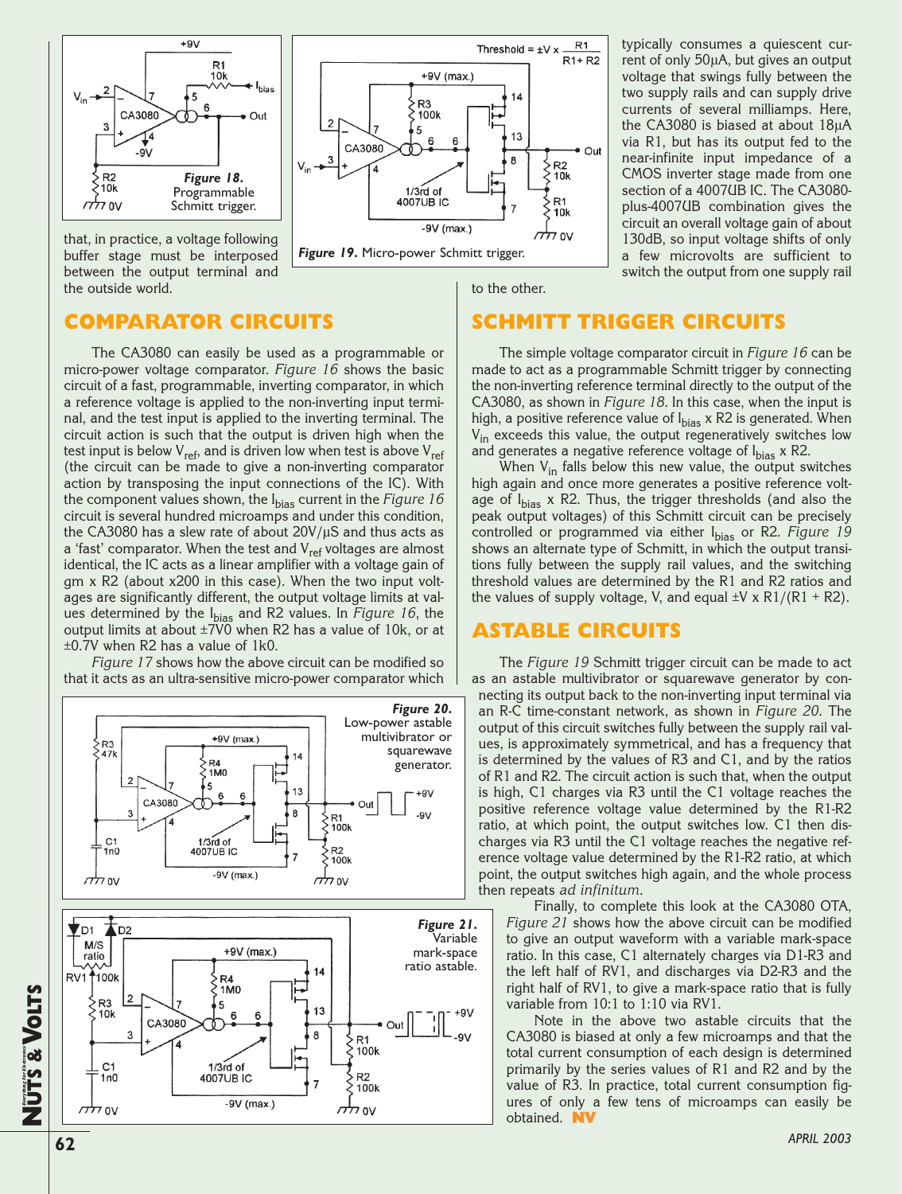that, in practice, a voltage following buffer stage must be interposed between the output terminal and the outside world.

Figure 18. Programmable Schmitt trigger.

Figure 19. Micro-power Schmitt trigger.

typically consumes a quiescent current of only 50µA, but gives an output voltage that swings fully between the two supply rails and can supply drive currents of several milliamps. Here, the CA3080 is biased at about 18µA via R1, but has its output fed to the near-infinite input impedance of a CMOS inverter stage made from one section of a 4007UB IC. The CA3080-plus-4007UB combination gives the circuit an overall voltage gain of about 130dB, so input voltage shifts of only a few microvolts are sufficient to switch the output from one supply rail to the other.

## COMPARATOR CIRCUITS

The CA3080 can easily be used as a programmable or micro-power voltage comparator. *Figure 16* shows the basic circuit of a fast, programmable, inverting comparator, in which a reference voltage is applied to the non-inverting input terminal, and the test input is applied to the inverting terminal. The circuit action is such that the output is driven high when the test input is below $V_{ref}$, and is driven low when test is above $V_{ref}$ (the circuit can be made to give a non-inverting comparator action by transposing the input connections of the IC). With the component values shown, the $I_{bias}$ current in the *Figure 16* circuit is several hundred microamps and under this condition, the CA3080 has a slew rate of about 20V/µS and thus acts as a 'fast' comparator. When the test and $V_{ref}$ voltages are almost identical, the IC acts as a linear amplifier with a voltage gain of gm x R2 (about x200 in this case). When the two input voltages are significantly different, the output voltage limits at values determined by the $I_{bias}$ and R2 values. In *Figure 16*, the output limits at about ±7V0 when R2 has a value of 10k, or at ±0.7V when R2 has a value of 1k0.

*Figure 17* shows how the above circuit can be modified so that it acts as an ultra-sensitive micro-power comparator which

## SCHMITT TRIGGER CIRCUITS

The simple voltage comparator circuit in *Figure 16* can be made to act as a programmable Schmitt trigger by connecting the non-inverting reference terminal directly to the output of the CA3080, as shown in *Figure 18*. In this case, when the input is high, a positive reference value of $I_{bias}$ x R2 is generated. When $V_{in}$ exceeds this value, the output regeneratively switches low and generates a negative reference voltage of $I_{bias}$ x R2.

When $V_{in}$ falls below this new value, the output switches high again and once more generates a positive reference voltage of $I_{bias}$ x R2. Thus, the trigger thresholds (and also the peak output voltages) of this Schmitt circuit can be precisely controlled or programmed via either $I_{bias}$ or R2. *Figure 19* shows an alternate type of Schmitt, in which the output transitions fully between the supply rail values, and the switching threshold values are determined by the R1 and R2 ratios and the values of supply voltage, V, and equal ±V x R1/(R1 + R2).

## ASTABLE CIRCUITS

The *Figure 19* Schmitt trigger circuit can be made to act as an astable multivibrator or squarewave generator by connecting its output back to the non-inverting input terminal via an R-C time-constant network, as shown in *Figure 20*. The output of this circuit switches fully between the supply rail values, is approximately symmetrical, and has a frequency that is determined by the values of R3 and C1, and by the ratios of R1 and R2. The circuit action is such that, when the output is high, C1 charges via R3 until the C1 voltage reaches the positive reference voltage value determined by the R1-R2 ratio, at which point, the output switches low. C1 then discharges via R3 until the C1 voltage reaches the negative reference voltage value determined by the R1-R2 ratio, at which point, the output switches high again, and the whole process then repeats *ad infinitum*.

Figure 20. Low-power astable multivibrator or squarewave generator.

Finally, to complete this look at the CA3080 OTA, *Figure 21* shows how the above circuit can be modified to give an output waveform with a variable mark-space ratio. In this case, C1 alternately charges via D1-R3 and the left half of RV1, and discharges via D2-R3 and the right half of RV1, to give a mark-space ratio that is fully variable from 10:1 to 1:10 via RV1.

Figure 21. Variable mark-space ratio astable.

Note in the above two astable circuits that the CA3080 is biased at only a few microamps and that the total current consumption of each design is determined primarily by the series values of R1 and R2 and by the value of R3. In practice, total current consumption figures of only a few tens of microamps can easily be obtained. **NV**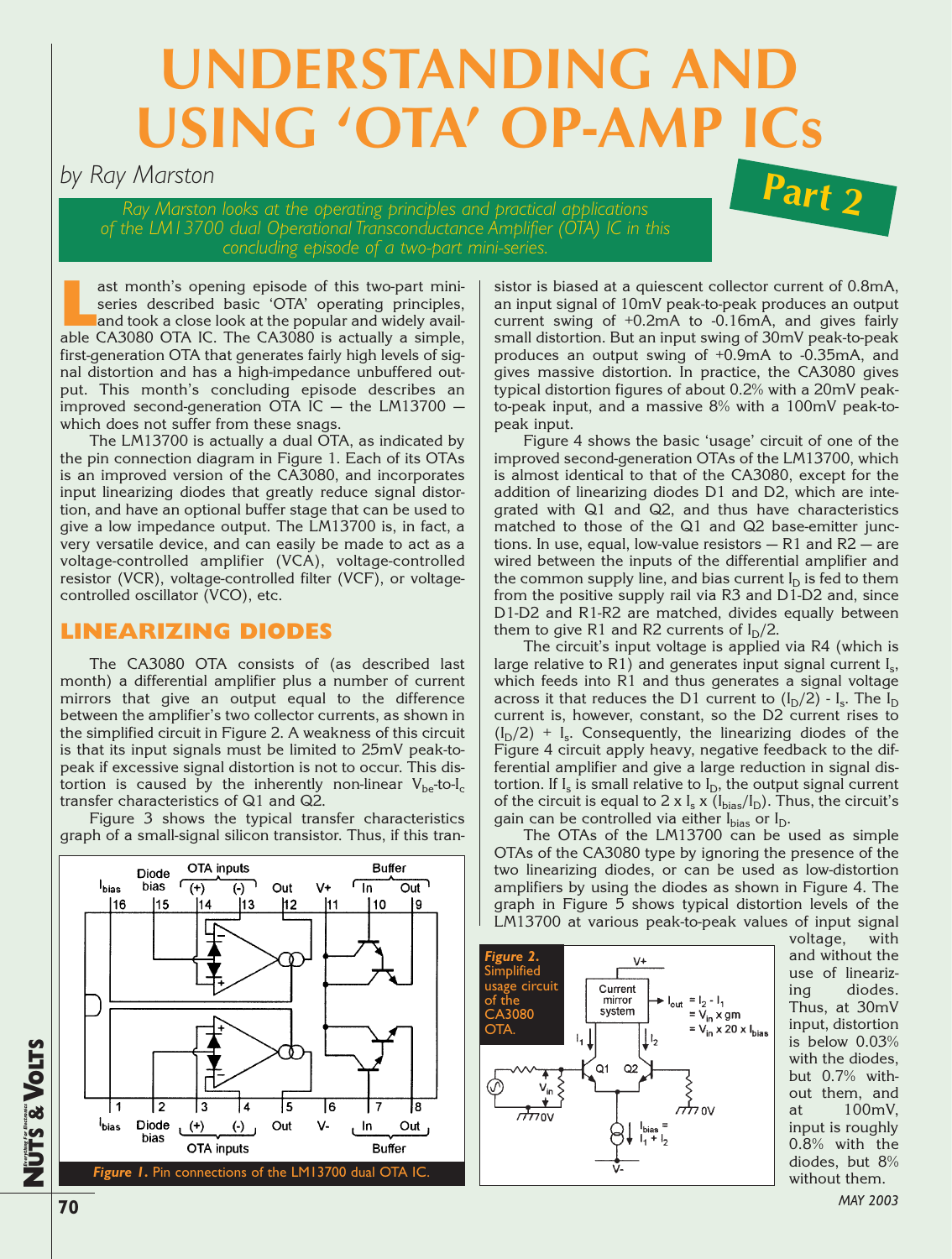# UNDERSTANDING AND USING 'OTA' OP-AMP ICs

*by Ray Marston*

**Part 2**

*Ray Marston looks at the operating principles and practical applications of the LM13700 dual Operational Transconductance Amplifier (OTA) IC in this concluding episode of a two-part mini-series.*

Last month's opening episode of this two-part mini-series described basic 'OTA' operating principles, and took a close look at the popular and widely available CA3080 OTA IC. The CA3080 is actually a simple, first-generation OTA that generates fairly high levels of signal distortion and has a high-impedance unbuffered output. This month's concluding episode describes an improved second-generation OTA IC — the LM13700 — which does not suffer from these snags.

The LM13700 is actually a dual OTA, as indicated by the pin connection diagram in Figure 1. Each of its OTAs is an improved version of the CA3080, and incorporates input linearizing diodes that greatly reduce signal distortion, and have an optional buffer stage that can be used to give a low impedance output. The LM13700 is, in fact, a very versatile device, and can easily be made to act as a voltage-controlled amplifier (VCA), voltage-controlled resistor (VCR), voltage-controlled filter (VCF), or voltage-controlled oscillator (VCO), etc.

## LINEARIZING DIODES

The CA3080 OTA consists of (as described last month) a differential amplifier plus a number of current mirrors that give an output equal to the difference between the amplifier's two collector currents, as shown in the simplified circuit in Figure 2. A weakness of this circuit is that its input signals must be limited to 25mV peak-to-peak if excessive signal distortion is not to occur. This distortion is caused by the inherently non-linear $V_{be}$-to-$I_c$ transfer characteristics of Q1 and Q2.

Figure 3 shows the typical transfer characteristics graph of a small-signal silicon transistor. Thus, if this transistor is biased at a quiescent collector current of 0.8mA, an input signal of 10mV peak-to-peak produces an output current swing of +0.2mA to -0.16mA, and gives fairly small distortion. But an input swing of 30mV peak-to-peak produces an output swing of +0.9mA to -0.35mA, and gives massive distortion. In practice, the CA3080 gives typical distortion figures of about 0.2% with a 20mV peak-to-peak input, and a massive 8% with a 100mV peak-to-peak input.

Figure 4 shows the basic 'usage' circuit of one of the improved second-generation OTAs of the LM13700, which is almost identical to that of the CA3080, except for the addition of linearizing diodes D1 and D2, which are integrated with Q1 and Q2, and thus have characteristics matched to those of the Q1 and Q2 base-emitter junctions. In use, equal, low-value resistors — R1 and R2 — are wired between the inputs of the differential amplifier and the common supply line, and bias current $I_D$ is fed to them from the positive supply rail via R3 and D1-D2 and, since D1-D2 and R1-R2 are matched, divides equally between them to give R1 and R2 currents of $I_D/2$.

The circuit's input voltage is applied via R4 (which is large relative to R1) and generates input signal current $I_s$, which feeds into R1 and thus generates a signal voltage across it that reduces the D1 current to $(I_D/2) - I_s$. The $I_D$ current is, however, constant, so the D2 current rises to $(I_D/2) + I_s$. Consequently, the linearizing diodes of the Figure 4 circuit apply heavy, negative feedback to the differential amplifier and give a large reduction in signal distortion. If $I_s$ is small relative to $I_D$, the output signal current of the circuit is equal to $2 \times I_s \times (I_{bias}/I_D)$. Thus, the circuit's gain can be controlled via either $I_{bias}$ or $I_D$.

The OTAs of the LM13700 can be used as simple OTAs of the CA3080 type by ignoring the presence of the two linearizing diodes, or can be used as low-distortion amplifiers by using the diodes as shown in Figure 4. The graph in Figure 5 shows typical distortion levels of the LM13700 at various peak-to-peak values of input signal voltage, with and without the use of linearizing diodes. Thus, at 30mV input, distortion is below 0.03% with the diodes, but 0.7% without them, and at 100mV, input is roughly 0.8% with the diodes, but 8% without them.

**Figure 1.** Pin connections of the LM13700 dual OTA IC.

**Figure 2.** Simplified usage circuit of the CA3080 OTA.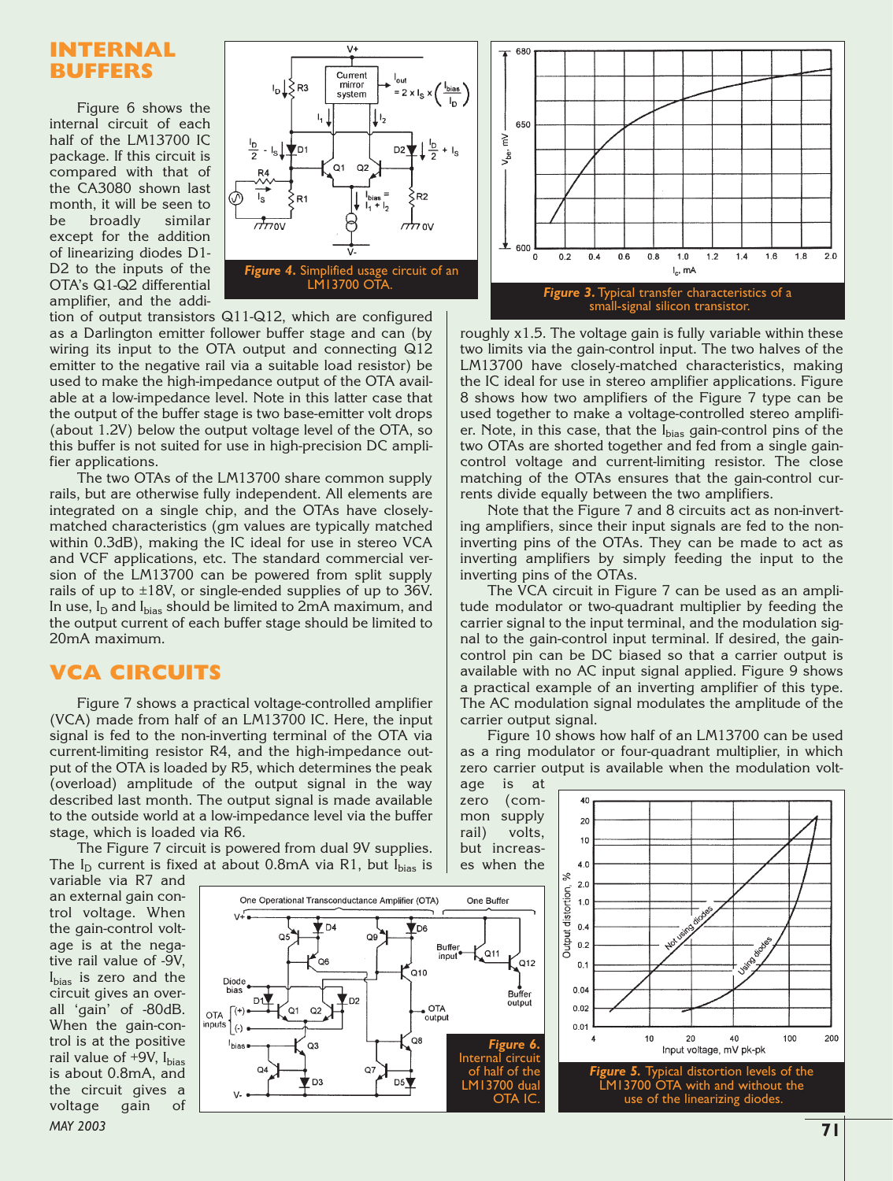## INTERNAL BUFFERS

Figure 6 shows the internal circuit of each half of the LM13700 IC package. If this circuit is compared with that of the CA3080 shown last month, it will be seen to be broadly similar except for the addition of linearizing diodes D1-D2 to the inputs of the OTA's Q1-Q2 differential amplifier, and the addition of output transistors Q11-Q12, which are configured as a Darlington emitter follower buffer stage and can (by wiring its input to the OTA output and connecting Q12 emitter to the negative rail via a suitable load resistor) be used to make the high-impedance output of the OTA available at a low-impedance level. Note in this latter case that the output of the buffer stage is two base-emitter volt drops (about 1.2V) below the output voltage level of the OTA, so this buffer is not suited for use in high-precision DC amplifier applications.

The two OTAs of the LM13700 share common supply rails, but are otherwise fully independent. All elements are integrated on a single chip, and the OTAs have closely-matched characteristics (gm values are typically matched within 0.3dB), making the IC ideal for use in stereo VCA and VCF applications, etc. The standard commercial version of the LM13700 can be powered from split supply rails of up to ±18V, or single-ended supplies of up to 36V. In use, $I_D$ and $I_{bias}$ should be limited to 2mA maximum, and the output current of each buffer stage should be limited to 20mA maximum.

***Figure 4.*** Simplified usage circuit of an LM13700 OTA.

***Figure 3.*** Typical transfer characteristics of a small-signal silicon transistor.

## VCA CIRCUITS

Figure 7 shows a practical voltage-controlled amplifier (VCA) made from half of an LM13700 IC. Here, the input signal is fed to the non-inverting terminal of the OTA via current-limiting resistor R4, and the high-impedance output of the OTA is loaded by R5, which determines the peak (overload) amplitude of the output signal in the way described last month. The output signal is made available to the outside world at a low-impedance level via the buffer stage, which is loaded via R6.

The Figure 7 circuit is powered from dual 9V supplies. The $I_D$ current is fixed at about 0.8mA via R1, but $I_{bias}$ is variable via R7 and an external gain control voltage. When the gain-control voltage is at the negative rail value of -9V, $I_{bias}$ is zero and the circuit gives an overall 'gain' of -80dB. When the gain-control is at the positive rail value of +9V, $I_{bias}$ is about 0.8mA, and the circuit gives a voltage gain of roughly x1.5. The voltage gain is fully variable within these two limits via the gain-control input. The two halves of the LM13700 have closely-matched characteristics, making the IC ideal for use in stereo amplifier applications. Figure 8 shows how two amplifiers of the Figure 7 type can be used together to make a voltage-controlled stereo amplifier. Note, in this case, that the $I_{bias}$ gain-control pins of the two OTAs are shorted together and fed from a single gain-control voltage and current-limiting resistor. The close matching of the OTAs ensures that the gain-control currents divide equally between the two amplifiers.

Note that the Figure 7 and 8 circuits act as non-inverting amplifiers, since their input signals are fed to the non-inverting pins of the OTAs. They can be made to act as inverting amplifiers by simply feeding the input to the inverting pins of the OTAs.

The VCA circuit in Figure 7 can be used as an amplitude modulator or two-quadrant multiplier by feeding the carrier signal to the input terminal, and the modulation signal to the gain-control input terminal. If desired, the gain-control pin can be DC biased so that a carrier output is available with no AC input signal applied. Figure 9 shows a practical example of an inverting amplifier of this type. The AC modulation signal modulates the amplitude of the carrier output signal.

Figure 10 shows how half of an LM13700 can be used as a ring modulator or four-quadrant multiplier, in which zero carrier output is available when the modulation voltage is at zero (common supply rail) volts, but increases when the

***Figure 6.*** Internal circuit of half of the LM13700 dual OTA IC.

***Figure 5.*** Typical distortion levels of the LM13700 OTA with and without the use of the linearizing diodes.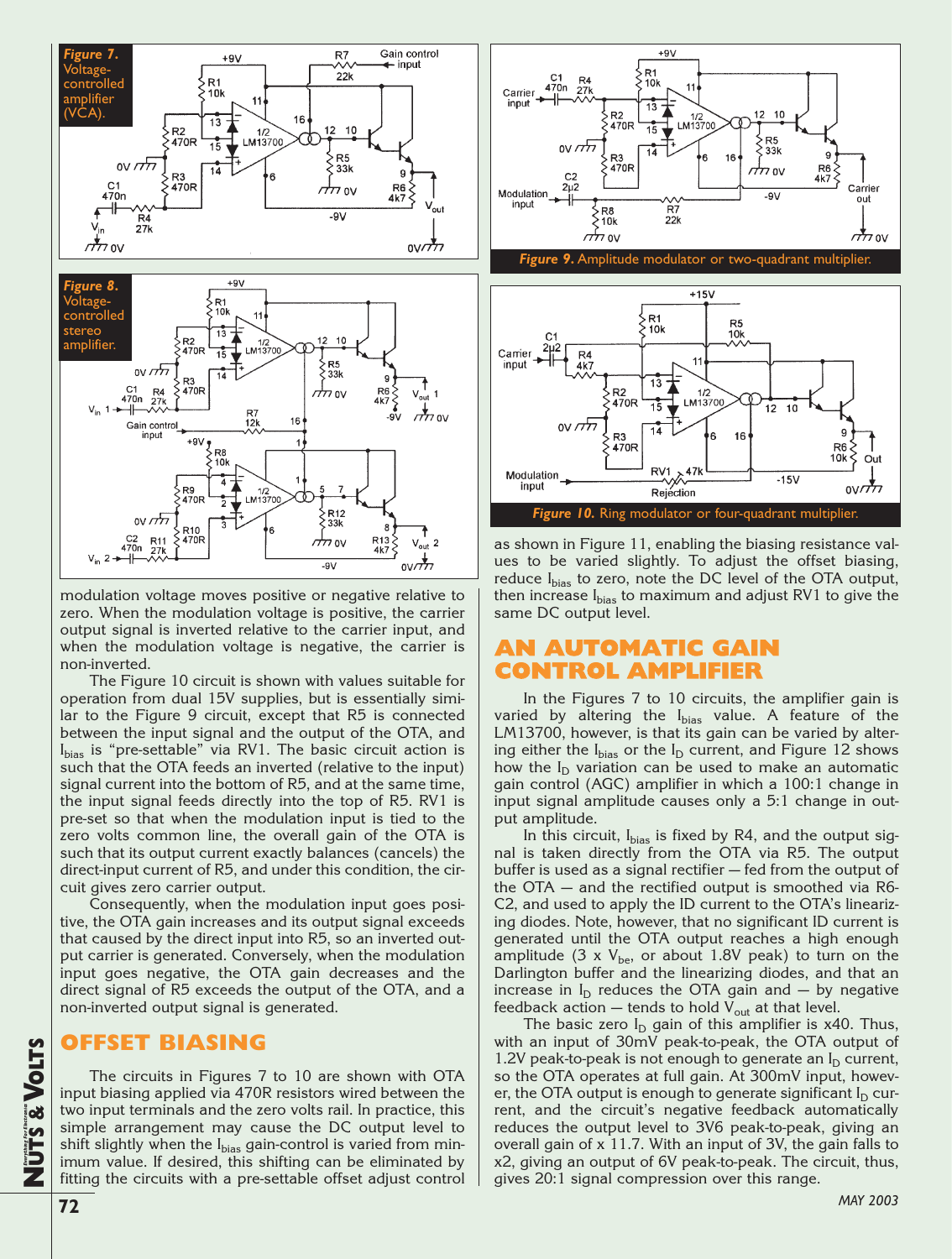*Figure 7.* Voltage-controlled amplifier (VCA).

*Figure 8.* Voltage-controlled stereo amplifier.

*Figure 9.* Amplitude modulator or two-quadrant multiplier.

*Figure 10.* Ring modulator or four-quadrant multiplier.

modulation voltage moves positive or negative relative to zero. When the modulation voltage is positive, the carrier output signal is inverted relative to the carrier input, and when the modulation voltage is negative, the carrier is non-inverted.

The Figure 10 circuit is shown with values suitable for operation from dual 15V supplies, but is essentially similar to the Figure 9 circuit, except that R5 is connected between the input signal and the output of the OTA, and $I_{bias}$ is "pre-settable" via RV1. The basic circuit action is such that the OTA feeds an inverted (relative to the input) signal current into the bottom of R5, and at the same time, the input signal feeds directly into the top of R5. RV1 is pre-set so that when the modulation input is tied to the zero volts common line, the overall gain of the OTA is such that its output current exactly balances (cancels) the direct-input current of R5, and under this condition, the circuit gives zero carrier output.

Consequently, when the modulation input goes positive, the OTA gain increases and its output signal exceeds that caused by the direct input into R5, so an inverted output carrier is generated. Conversely, when the modulation input goes negative, the OTA gain decreases and the direct signal of R5 exceeds the output of the OTA, and a non-inverted output signal is generated.

## OFFSET BIASING

The circuits in Figures 7 to 10 are shown with OTA input biasing applied via 470R resistors wired between the two input terminals and the zero volts rail. In practice, this simple arrangement may cause the DC output level to shift slightly when the $I_{bias}$ gain-control is varied from minimum value. If desired, this shifting can be eliminated by fitting the circuits with a pre-settable offset adjust control as shown in Figure 11, enabling the biasing resistance values to be varied slightly. To adjust the offset biasing, reduce $I_{bias}$ to zero, note the DC level of the OTA output, then increase $I_{bias}$ to maximum and adjust RV1 to give the same DC output level.

## AN AUTOMATIC GAIN CONTROL AMPLIFIER

In the Figures 7 to 10 circuits, the amplifier gain is varied by altering the $I_{bias}$ value. A feature of the LM13700, however, is that its gain can be varied by altering either the $I_{bias}$ or the $I_D$ current, and Figure 12 shows how the $I_D$ variation can be used to make an automatic gain control (AGC) amplifier in which a 100:1 change in input signal amplitude causes only a 5:1 change in output amplitude.

In this circuit, $I_{bias}$ is fixed by R4, and the output signal is taken directly from the OTA via R5. The output buffer is used as a signal rectifier — fed from the output of the OTA — and the rectified output is smoothed via R6-C2, and used to apply the ID current to the OTA's linearizing diodes. Note, however, that no significant ID current is generated until the OTA output reaches a high enough amplitude (3 x $V_{be}$, or about 1.8V peak) to turn on the Darlington buffer and the linearizing diodes, and that an increase in $I_D$ reduces the OTA gain and — by negative feedback action — tends to hold $V_{out}$ at that level.

The basic zero $I_D$ gain of this amplifier is x40. Thus, with an input of 30mV peak-to-peak, the OTA output of 1.2V peak-to-peak is not enough to generate an $I_D$ current, so the OTA operates at full gain. At 300mV input, however, the OTA output is enough to generate significant $I_D$ current, and the circuit's negative feedback automatically reduces the output level to 3V6 peak-to-peak, giving an overall gain of x 11.7. With an input of 3V, the gain falls to x2, giving an output of 6V peak-to-peak. The circuit, thus, gives 20:1 signal compression over this range.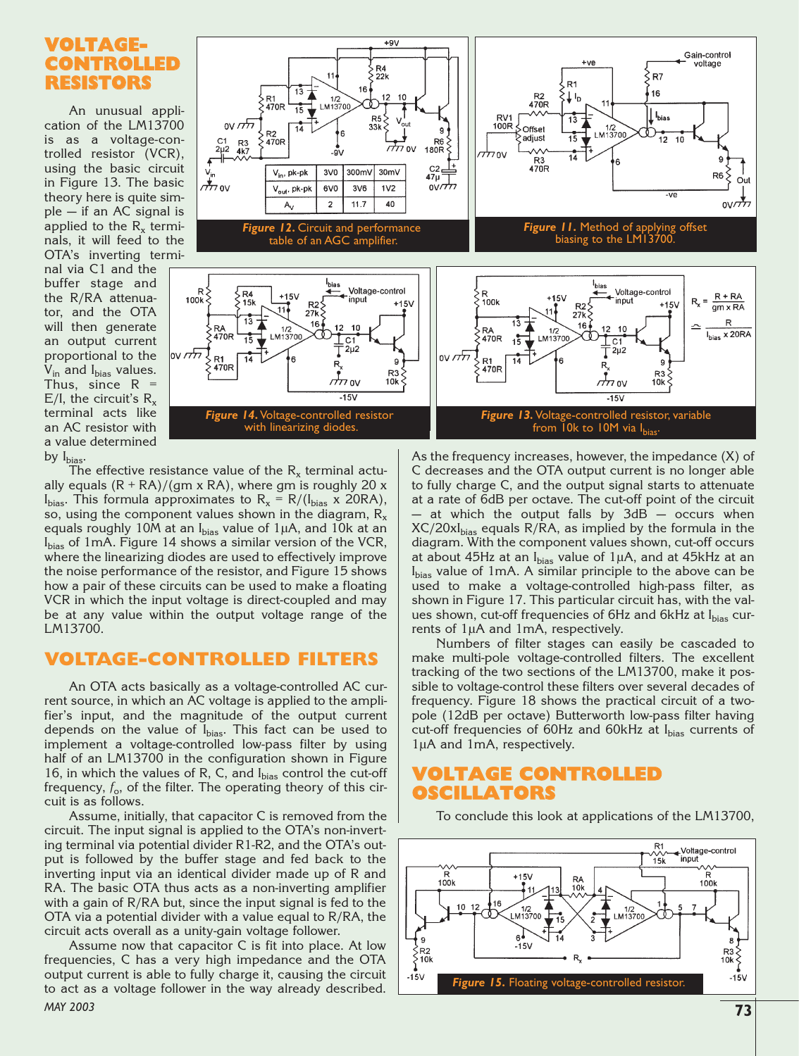## VOLTAGE-CONTROLLED RESISTORS

An unusual application of the LM13700 is as a voltage-controlled resistor (VCR), using the basic circuit in Figure 13. The basic theory here is quite simple — if an AC signal is applied to the $R_x$ terminals, it will feed to the OTA's inverting terminal via C1 and the buffer stage and the R/RA attenuator, and the OTA will then generate an output current proportional to the $V_{in}$ and $I_{bias}$ values. Thus, since R = E/I, the circuit's $R_x$ terminal acts like an AC resistor with a value determined by $I_{bias}$.

The effective resistance value of the $R_x$ terminal actually equals (R + RA)/(gm x RA), where gm is roughly 20 x $I_{bias}$. This formula approximates to $R_x$ = R/($I_{bias}$ x 20RA), so, using the component values shown in the diagram, $R_x$ equals roughly 10M at an $I_{bias}$ value of 1µA, and 10k at an $I_{bias}$ of 1mA. Figure 14 shows a similar version of the VCR, where the linearizing diodes are used to effectively improve the noise performance of the resistor, and Figure 15 shows how a pair of these circuits can be used to make a floating VCR in which the input voltage is direct-coupled and may be at any value within the output voltage range of the LM13700.

| $V_{in}$, pk-pk | 3V0 | 300mV | 30mV |
|---|---|---|---|
| $V_{out}$, pk-pk | 6V0 | 3V6 | 1V2 |
| $A_V$ | 2 | 11.7 | 40 |

*Figure 12.* Circuit and performance table of an AGC amplifier.

*Figure 11.* Method of applying offset biasing to the LM13700.

*Figure 14.* Voltage-controlled resistor with linearizing diodes.

$$R_x = \frac{R + RA}{gm \times RA} \simeq \frac{R}{I_{bias} \times 20RA}$$

*Figure 13.* Voltage-controlled resistor, variable from 10k to 10M via $I_{bias}$.

## VOLTAGE-CONTROLLED FILTERS

An OTA acts basically as a voltage-controlled AC current source, in which an AC voltage is applied to the amplifier's input, and the magnitude of the output current depends on the value of $I_{bias}$. This fact can be used to implement a voltage-controlled low-pass filter by using half of an LM13700 in the configuration shown in Figure 16, in which the values of R, C, and $I_{bias}$ control the cut-off frequency, $f_o$, of the filter. The operating theory of this circuit is as follows.

Assume, initially, that capacitor C is removed from the circuit. The input signal is applied to the OTA's non-inverting terminal via potential divider R1-R2, and the OTA's output is followed by the buffer stage and fed back to the inverting input via an identical divider made up of R and RA. The basic OTA thus acts as a non-inverting amplifier with a gain of R/RA but, since the input signal is fed to the OTA via a potential divider with a value equal to R/RA, the circuit acts overall as a unity-gain voltage follower.

Assume now that capacitor C is fit into place. At low frequencies, C has a very high impedance and the OTA output current is able to fully charge it, causing the circuit to act as a voltage follower in the way already described. As the frequency increases, however, the impedance (X) of C decreases and the OTA output current is no longer able to fully charge C, and the output signal starts to attenuate at a rate of 6dB per octave. The cut-off point of the circuit — at which the output falls by 3dB — occurs when XC/20x$I_{bias}$ equals R/RA, as implied by the formula in the diagram. With the component values shown, cut-off occurs at about 45Hz at an $I_{bias}$ value of 1µA, and at 45kHz at an $I_{bias}$ value of 1mA. A similar principle to the above can be used to make a voltage-controlled high-pass filter, as shown in Figure 17. This particular circuit has, with the values shown, cut-off frequencies of 6Hz and 6kHz at $I_{bias}$ currents of 1µA and 1mA, respectively.

Numbers of filter stages can easily be cascaded to make multi-pole voltage-controlled filters. The excellent tracking of the two sections of the LM13700, make it possible to voltage-control these filters over several decades of frequency. Figure 18 shows the practical circuit of a two-pole (12dB per octave) Butterworth low-pass filter having cut-off frequencies of 60Hz and 60kHz at $I_{bias}$ currents of 1µA and 1mA, respectively.

## VOLTAGE CONTROLLED OSCILLATORS

To conclude this look at applications of the LM13700,

*Figure 15.* Floating voltage-controlled resistor.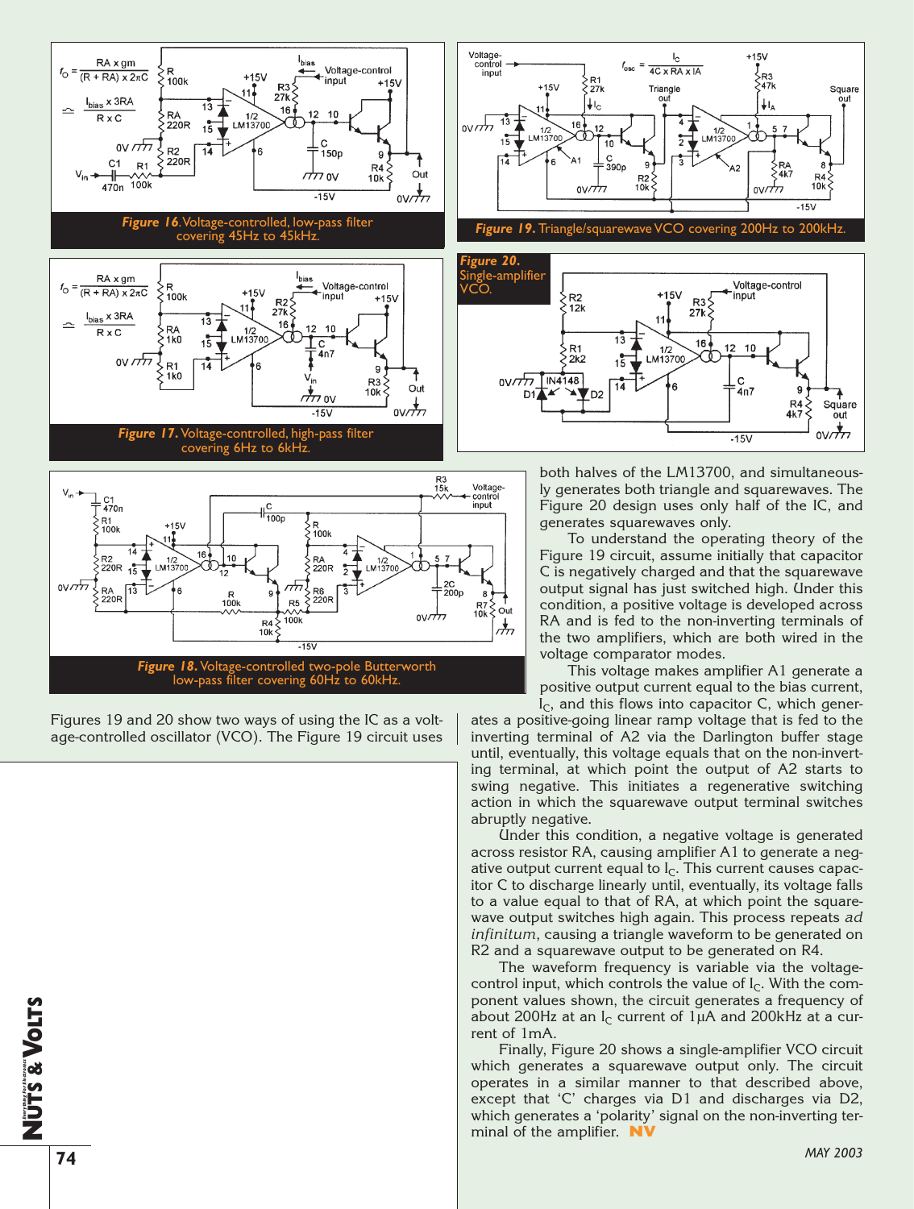$f_O = \frac{RA \times gm}{(R + RA) \times 2\pi C}$

$\simeq \frac{I_{bias} \times 3RA}{R \times C}$

**Figure 16.** Voltage-controlled, low-pass filter covering 45Hz to 45kHz.

$f_{osc} = \frac{I_C}{4C \times RA \times IA}$

**Figure 19.** Triangle/squarewave VCO covering 200Hz to 200kHz.

$f_O = \frac{RA \times gm}{(R + RA) \times 2\pi C}$

$\simeq \frac{I_{bias} \times 3RA}{R \times C}$

**Figure 17.** Voltage-controlled, high-pass filter covering 6Hz to 6kHz.

**Figure 20.** Single-amplifier VCO.

**Figure 18.** Voltage-controlled two-pole Butterworth low-pass filter covering 60Hz to 60kHz.

Figures 19 and 20 show two ways of using the IC as a voltage-controlled oscillator (VCO). The Figure 19 circuit uses both halves of the LM13700, and simultaneously generates both triangle and squarewaves. The Figure 20 design uses only half of the IC, and generates squarewaves only.

To understand the operating theory of the Figure 19 circuit, assume initially that capacitor C is negatively charged and that the squarewave output signal has just switched high. Under this condition, a positive voltage is developed across RA and is fed to the non-inverting terminals of the two amplifiers, which are both wired in the voltage comparator modes.

This voltage makes amplifier A1 generate a positive output current equal to the bias current, $I_C$, and this flows into capacitor C, which generates a positive-going linear ramp voltage that is fed to the inverting terminal of A2 via the Darlington buffer stage until, eventually, this voltage equals that on the non-inverting terminal, at which point the output of A2 starts to swing negative. This initiates a regenerative switching action in which the squarewave output terminal switches abruptly negative.

Under this condition, a negative voltage is generated across resistor RA, causing amplifier A1 to generate a negative output current equal to $I_C$. This current causes capacitor C to discharge linearly until, eventually, its voltage falls to a value equal to that of RA, at which point the squarewave output switches high again. This process repeats *ad infinitum*, causing a triangle waveform to be generated on R2 and a squarewave output to be generated on R4.

The waveform frequency is variable via the voltage-control input, which controls the value of $I_C$. With the component values shown, the circuit generates a frequency of about 200Hz at an $I_C$ current of 1µA and 200kHz at a current of 1mA.

Finally, Figure 20 shows a single-amplifier VCO circuit which generates a squarewave output only. The circuit operates in a similar manner to that described above, except that 'C' charges via D1 and discharges via D2, which generates a 'polarity' signal on the non-inverting terminal of the amplifier. **NV**